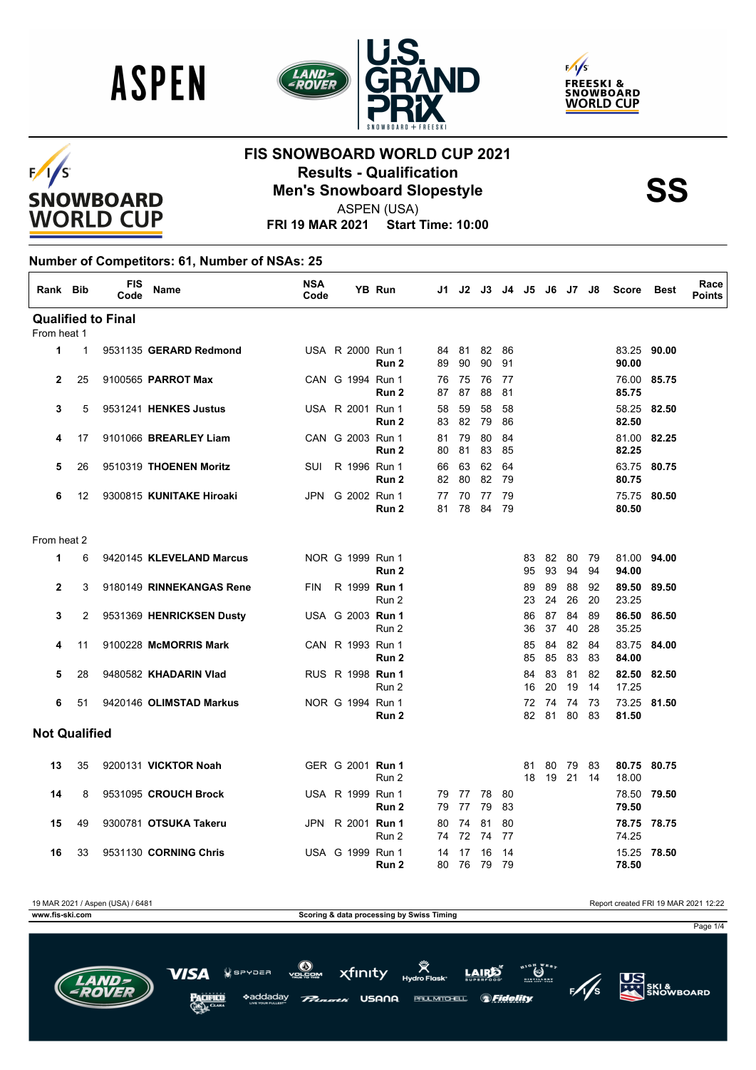# FIS SNOWBOARD WORLD CUP 2021

## Results - Qualification

## Men's Snowboard Slopestyle

**SS**

ASPEN (USA)

**FRI 19 MAR 2021 Start Time: 10:00**

### Number of Competitors: 61, Number of NSAs: 25

| Rank | Bib | FIS Code | Name | NSA Code | | YB | Run | J1 | J2 | J3 | J4 | J5 | J6 | J7 | J8 | Score | Best | Race Points |
|---|---|---|---|---|---|---|---|---|---|---|---|---|---|---|---|---|---|---|
| **Qualified to Final** | | | | | | | | | | | | | | | | | | |
| From heat 1 | | | | | | | | | | | | | | | | | | |
| 1 | 1 | 9531135 | **GERARD Redmond** | USA | R | 2000 | Run 1 | 84 | 81 | 82 | 86 | | | | | 83.25 | **90.00** | |
| | | | | | | | **Run 2** | 89 | 90 | 90 | 91 | | | | | **90.00** | | |
| 2 | 25 | 9100565 | **PARROT Max** | CAN | G | 1994 | Run 1 | 76 | 75 | 76 | 77 | | | | | 76.00 | **85.75** | |
| | | | | | | | **Run 2** | 87 | 87 | 88 | 81 | | | | | **85.75** | | |
| 3 | 5 | 9531241 | **HENKES Justus** | USA | R | 2001 | Run 1 | 58 | 59 | 58 | 58 | | | | | 58.25 | **82.50** | |
| | | | | | | | **Run 2** | 83 | 82 | 79 | 86 | | | | | **82.50** | | |
| 4 | 17 | 9101066 | **BREARLEY Liam** | CAN | G | 2003 | Run 1 | 81 | 79 | 80 | 84 | | | | | 81.00 | **82.25** | |
| | | | | | | | **Run 2** | 80 | 81 | 83 | 85 | | | | | **82.25** | | |
| 5 | 26 | 9510319 | **THOENEN Moritz** | SUI | R | 1996 | Run 1 | 66 | 63 | 62 | 64 | | | | | 63.75 | **80.75** | |
| | | | | | | | **Run 2** | 82 | 80 | 82 | 79 | | | | | **80.75** | | |
| 6 | 12 | 9300815 | **KUNITAKE Hiroaki** | JPN | G | 2002 | Run 1 | 77 | 70 | 77 | 79 | | | | | 75.75 | **80.50** | |
| | | | | | | | **Run 2** | 81 | 78 | 84 | 79 | | | | | **80.50** | | |
| From heat 2 | | | | | | | | | | | | | | | | | | |
| 1 | 6 | 9420145 | **KLEVELAND Marcus** | NOR | G | 1999 | Run 1 | | | | | 83 | 82 | 80 | 79 | 81.00 | **94.00** | |
| | | | | | | | **Run 2** | | | | | 95 | 93 | 94 | 94 | **94.00** | | |
| 2 | 3 | 9180149 | **RINNEKANGAS Rene** | FIN | R | 1999 | **Run 1** | | | | | 89 | 89 | 88 | 92 | **89.50** | **89.50** | |
| | | | | | | | Run 2 | | | | | 23 | 24 | 26 | 20 | 23.25 | | |
| 3 | 2 | 9531369 | **HENRICKSEN Dusty** | USA | G | 2003 | **Run 1** | | | | | 86 | 87 | 84 | 89 | **86.50** | **86.50** | |
| | | | | | | | Run 2 | | | | | 36 | 37 | 40 | 28 | 35.25 | | |
| 4 | 11 | 9100228 | **McMORRIS Mark** | CAN | R | 1993 | Run 1 | | | | | 85 | 84 | 82 | 84 | 83.75 | **84.00** | |
| | | | | | | | **Run 2** | | | | | 85 | 85 | 83 | 83 | **84.00** | | |
| 5 | 28 | 9480582 | **KHADARIN Vlad** | RUS | R | 1998 | **Run 1** | | | | | 84 | 83 | 81 | 82 | **82.50** | **82.50** | |
| | | | | | | | Run 2 | | | | | 16 | 20 | 19 | 14 | 17.25 | | |
| 6 | 51 | 9420146 | **OLIMSTAD Markus** | NOR | G | 1994 | Run 1 | | | | | 72 | 74 | 74 | 73 | 73.25 | **81.50** | |
| | | | | | | | **Run 2** | | | | | 82 | 81 | 80 | 83 | **81.50** | | |
| **Not Qualified** | | | | | | | | | | | | | | | | | | |
| 13 | 35 | 9200131 | **VICKTOR Noah** | GER | G | 2001 | **Run 1** | | | | | 81 | 80 | 79 | 83 | **80.75** | **80.75** | |
| | | | | | | | Run 2 | | | | | 18 | 19 | 21 | 14 | 18.00 | | |
| 14 | 8 | 9531095 | **CROUCH Brock** | USA | R | 1999 | Run 1 | 79 | 77 | 78 | 80 | | | | | 78.50 | **79.50** | |
| | | | | | | | **Run 2** | 79 | 77 | 79 | 83 | | | | | **79.50** | | |
| 15 | 49 | 9300781 | **OTSUKA Takeru** | JPN | R | 2001 | **Run 1** | 80 | 74 | 81 | 80 | | | | | **78.75** | **78.75** | |
| | | | | | | | Run 2 | 74 | 72 | 74 | 77 | | | | | 74.25 | | |
| 16 | 33 | 9531130 | **CORNING Chris** | USA | G | 1999 | Run 1 | 14 | 17 | 16 | 14 | | | | | 15.25 | **78.50** | |
| | | | | | | | **Run 2** | 80 | 76 | 79 | 79 | | | | | **78.50** | | |

19 MAR 2021 / Aspen (USA) / 6481 — Report created FRI 19 MAR 2021 12:22

www.fis-ski.com — Scoring & data processing by Swiss Timing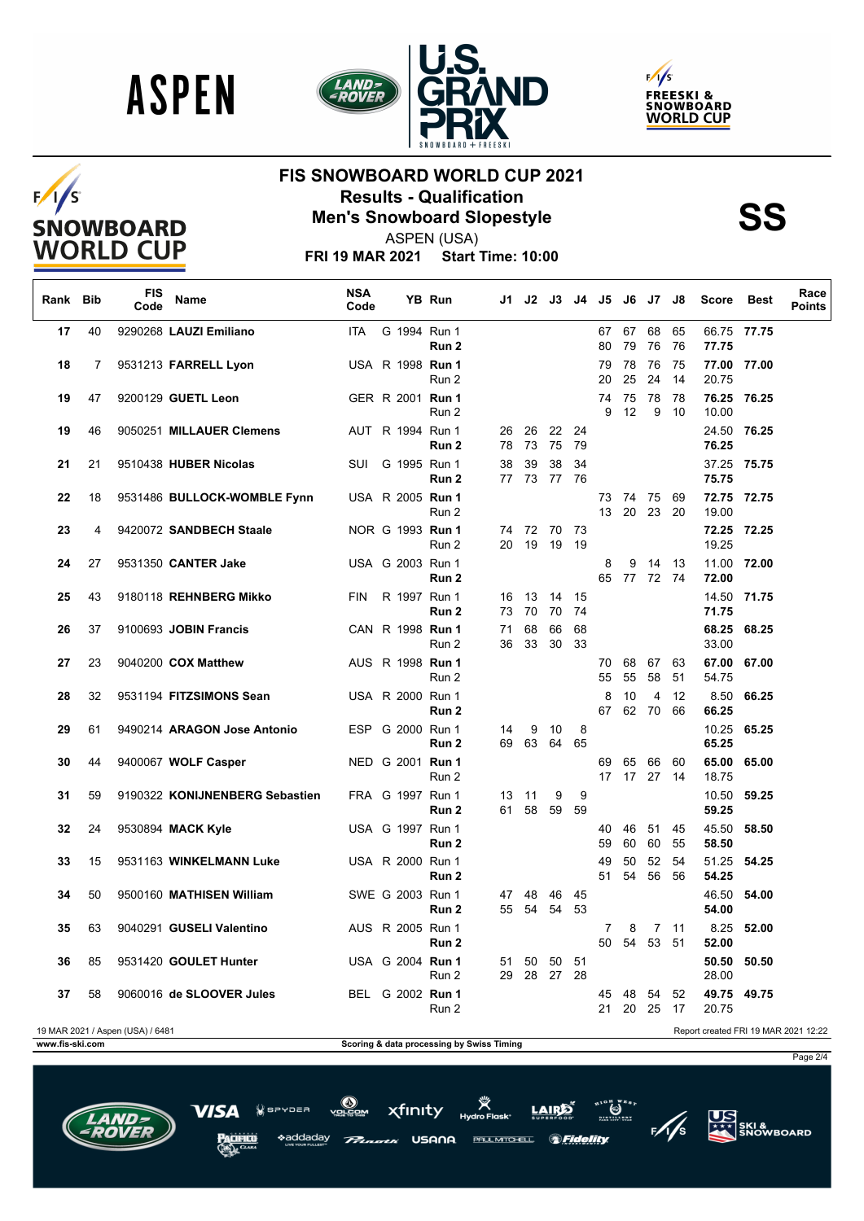# FIS SNOWBOARD WORLD CUP 2021

## Results - Qualification

## Men's Snowboard Slopestyle

**SS**

ASPEN (USA)

**FRI 19 MAR 2021 Start Time: 10:00**

| Rank | Bib | FIS Code | Name | NSA Code | YB | Run | J1 | J2 | J3 | J4 | J5 | J6 | J7 | J8 | Score | Best | Race Points |
|---|---|---|---|---|---|---|---|---|---|---|---|---|---|---|---|---|---|
| 17 | 40 | 9290268 | **LAUZI Emiliano** | ITA | G 1994 | Run 1 | | | | | 67 | 67 | 68 | 65 | 66.75 | **77.75** | |
| | | | | | | **Run 2** | | | | | 80 | 79 | 76 | 76 | **77.75** | | |
| 18 | 7 | 9531213 | **FARRELL Lyon** | USA | R 1998 | **Run 1** | | | | | 79 | 78 | 76 | 75 | **77.00** | **77.00** | |
| | | | | | | Run 2 | | | | | 20 | 25 | 24 | 14 | 20.75 | | |
| 19 | 47 | 9200129 | **GUETL Leon** | GER | R 2001 | **Run 1** | | | | | 74 | 75 | 78 | 78 | **76.25** | **76.25** | |
| | | | | | | Run 2 | | | | | 9 | 12 | 9 | 10 | 10.00 | | |
| 19 | 46 | 9050251 | **MILLAUER Clemens** | AUT | R 1994 | Run 1 | 26 | 26 | 22 | 24 | | | | | 24.50 | **76.25** | |
| | | | | | | **Run 2** | 78 | 73 | 75 | 79 | | | | | **76.25** | | |
| 21 | 21 | 9510438 | **HUBER Nicolas** | SUI | G 1995 | Run 1 | 38 | 39 | 38 | 34 | | | | | 37.25 | **75.75** | |
| | | | | | | **Run 2** | 77 | 73 | 77 | 76 | | | | | **75.75** | | |
| 22 | 18 | 9531486 | **BULLOCK-WOMBLE Fynn** | USA | R 2005 | **Run 1** | | | | | 73 | 74 | 75 | 69 | **72.75** | **72.75** | |
| | | | | | | Run 2 | | | | | 13 | 20 | 23 | 20 | 19.00 | | |
| 23 | 4 | 9420072 | **SANDBECH Staale** | NOR | G 1993 | **Run 1** | 74 | 72 | 70 | 73 | | | | | **72.25** | **72.25** | |
| | | | | | | Run 2 | 20 | 19 | 19 | 19 | | | | | 19.25 | | |
| 24 | 27 | 9531350 | **CANTER Jake** | USA | G 2003 | Run 1 | | | | | 8 | 9 | 14 | 13 | 11.00 | **72.00** | |
| | | | | | | **Run 2** | | | | | 65 | 77 | 72 | 74 | **72.00** | | |
| 25 | 43 | 9180118 | **REHNBERG Mikko** | FIN | R 1997 | Run 1 | 16 | 13 | 14 | 15 | | | | | 14.50 | **71.75** | |
| | | | | | | **Run 2** | 73 | 70 | 70 | 74 | | | | | **71.75** | | |
| 26 | 37 | 9100693 | **JOBIN Francis** | CAN | R 1998 | **Run 1** | 71 | 68 | 66 | 68 | | | | | **68.25** | **68.25** | |
| | | | | | | Run 2 | 36 | 33 | 30 | 33 | | | | | 33.00 | | |
| 27 | 23 | 9040200 | **COX Matthew** | AUS | R 1998 | **Run 1** | | | | | 70 | 68 | 67 | 63 | **67.00** | **67.00** | |
| | | | | | | Run 2 | | | | | 55 | 55 | 58 | 51 | 54.75 | | |
| 28 | 32 | 9531194 | **FITZSIMONS Sean** | USA | R 2000 | Run 1 | | | | | 8 | 10 | 4 | 12 | 8.50 | **66.25** | |
| | | | | | | **Run 2** | | | | | 67 | 62 | 70 | 66 | **66.25** | | |
| 29 | 61 | 9490214 | **ARAGON Jose Antonio** | ESP | G 2000 | Run 1 | 14 | 9 | 10 | 8 | | | | | 10.25 | **65.25** | |
| | | | | | | **Run 2** | 69 | 63 | 64 | 65 | | | | | **65.25** | | |
| 30 | 44 | 9400067 | **WOLF Casper** | NED | G 2001 | **Run 1** | | | | | 69 | 65 | 66 | 60 | **65.00** | **65.00** | |
| | | | | | | Run 2 | | | | | 17 | 17 | 27 | 14 | 18.75 | | |
| 31 | 59 | 9190322 | **KONIJNENBERG Sebastien** | FRA | G 1997 | Run 1 | 13 | 11 | 9 | 9 | | | | | 10.50 | **59.25** | |
| | | | | | | **Run 2** | 61 | 58 | 59 | 59 | | | | | **59.25** | | |
| 32 | 24 | 9530894 | **MACK Kyle** | USA | G 1997 | Run 1 | | | | | 40 | 46 | 51 | 45 | 45.50 | **58.50** | |
| | | | | | | **Run 2** | | | | | 59 | 60 | 60 | 55 | **58.50** | | |
| 33 | 15 | 9531163 | **WINKELMANN Luke** | USA | R 2000 | Run 1 | | | | | 49 | 50 | 52 | 54 | 51.25 | **54.25** | |
| | | | | | | **Run 2** | | | | | 51 | 54 | 56 | 56 | **54.25** | | |
| 34 | 50 | 9500160 | **MATHISEN William** | SWE | G 2003 | Run 1 | 47 | 48 | 46 | 45 | | | | | 46.50 | **54.00** | |
| | | | | | | **Run 2** | 55 | 54 | 54 | 53 | | | | | **54.00** | | |
| 35 | 63 | 9040291 | **GUSELI Valentino** | AUS | R 2005 | Run 1 | | | | | 7 | 8 | 7 | 11 | 8.25 | **52.00** | |
| | | | | | | **Run 2** | | | | | 50 | 54 | 53 | 51 | **52.00** | | |
| 36 | 85 | 9531420 | **GOULET Hunter** | USA | G 2004 | **Run 1** | 51 | 50 | 50 | 51 | | | | | **50.50** | **50.50** | |
| | | | | | | Run 2 | 29 | 28 | 27 | 28 | | | | | 28.00 | | |
| 37 | 58 | 9060016 | **de SLOOVER Jules** | BEL | G 2002 | **Run 1** | | | | | 45 | 48 | 54 | 52 | **49.75** | **49.75** | |
| | | | | | | Run 2 | | | | | 21 | 20 | 25 | 17 | 20.75 | | |

19 MAR 2021 / Aspen (USA) / 6481

Report created FRI 19 MAR 2021 12:22

www.fis-ski.com

Scoring & data processing by Swiss Timing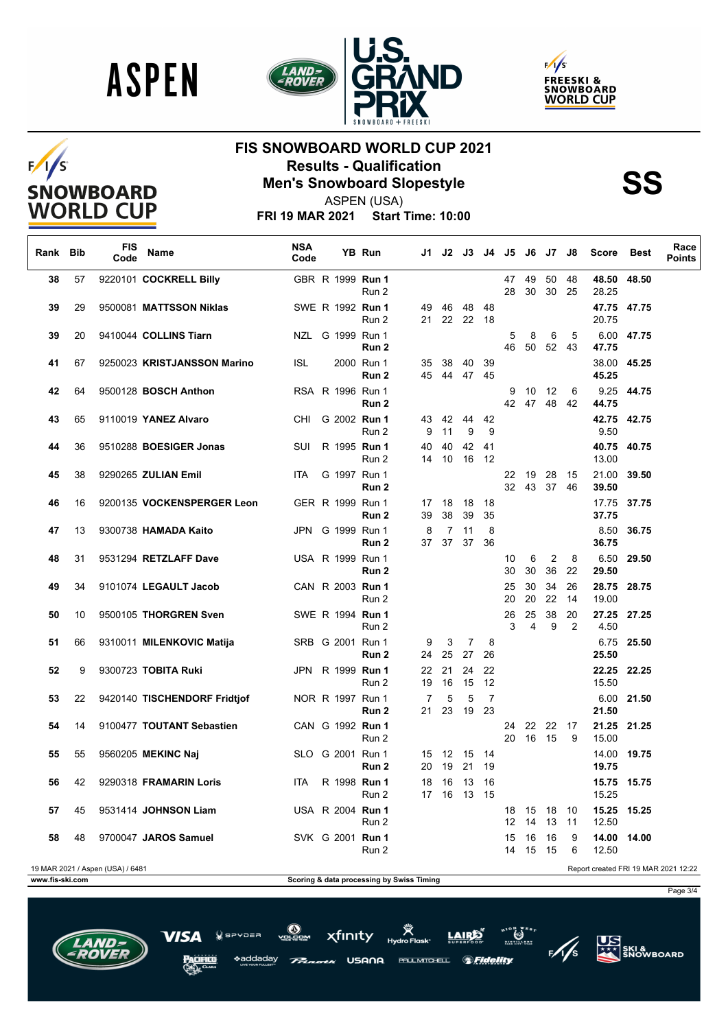# FIS SNOWBOARD WORLD CUP 2021

## Results - Qualification

## Men's Snowboard Slopestyle

**SS**

ASPEN (USA)

**FRI 19 MAR 2021 Start Time: 10:00**

| Rank | Bib | FIS Code | Name | NSA Code | | YB | Run | J1 | J2 | J3 | J4 | J5 | J6 | J7 | J8 | Score | Best | Race Points |
|---|---|---|---|---|---|---|---|---|---|---|---|---|---|---|---|---|---|---|
| 38 | 57 | 9220101 | **COCKRELL Billy** | GBR | R | 1999 | **Run 1** | | | | | 47 | 49 | 50 | 48 | **48.50** | **48.50** | |
| | | | | | | | Run 2 | | | | | 28 | 30 | 30 | 25 | 28.25 | | |
| 39 | 29 | 9500081 | **MATTSSON Niklas** | SWE | R | 1992 | **Run 1** | 49 | 46 | 48 | 48 | | | | | **47.75** | **47.75** | |
| | | | | | | | Run 2 | 21 | 22 | 22 | 18 | | | | | 20.75 | | |
| 39 | 20 | 9410044 | **COLLINS Tiarn** | NZL | G | 1999 | Run 1 | | | | | 5 | 8 | 6 | 5 | 6.00 | **47.75** | |
| | | | | | | | **Run 2** | | | | | 46 | 50 | 52 | 43 | **47.75** | | |
| 41 | 67 | 9250023 | **KRISTJANSSON Marino** | ISL | | 2000 | Run 1 | 35 | 38 | 40 | 39 | | | | | 38.00 | **45.25** | |
| | | | | | | | **Run 2** | 45 | 44 | 47 | 45 | | | | | **45.25** | | |
| 42 | 64 | 9500128 | **BOSCH Anthon** | RSA | R | 1996 | Run 1 | | | | | 9 | 10 | 12 | 6 | 9.25 | **44.75** | |
| | | | | | | | **Run 2** | | | | | 42 | 47 | 48 | 42 | **44.75** | | |
| 43 | 65 | 9110019 | **YANEZ Alvaro** | CHI | G | 2002 | **Run 1** | 43 | 42 | 44 | 42 | | | | | **42.75** | **42.75** | |
| | | | | | | | Run 2 | 9 | 11 | 9 | 9 | | | | | 9.50 | | |
| 44 | 36 | 9510288 | **BOESIGER Jonas** | SUI | R | 1995 | **Run 1** | 40 | 40 | 42 | 41 | | | | | **40.75** | **40.75** | |
| | | | | | | | Run 2 | 14 | 10 | 16 | 12 | | | | | 13.00 | | |
| 45 | 38 | 9290265 | **ZULIAN Emil** | ITA | G | 1997 | Run 1 | | | | | 22 | 19 | 28 | 15 | 21.00 | **39.50** | |
| | | | | | | | **Run 2** | | | | | 32 | 43 | 37 | 46 | **39.50** | | |
| 46 | 16 | 9200135 | **VOCKENSPERGER Leon** | GER | R | 1999 | Run 1 | 17 | 18 | 18 | 18 | | | | | 17.75 | **37.75** | |
| | | | | | | | **Run 2** | 39 | 38 | 39 | 35 | | | | | **37.75** | | |
| 47 | 13 | 9300738 | **HAMADA Kaito** | JPN | G | 1999 | Run 1 | 8 | 7 | 11 | 8 | | | | | 8.50 | **36.75** | |
| | | | | | | | **Run 2** | 37 | 37 | 37 | 36 | | | | | **36.75** | | |
| 48 | 31 | 9531294 | **RETZLAFF Dave** | USA | R | 1999 | Run 1 | | | | | 10 | 6 | 2 | 8 | 6.50 | **29.50** | |
| | | | | | | | **Run 2** | | | | | 30 | 30 | 36 | 22 | **29.50** | | |
| 49 | 34 | 9101074 | **LEGAULT Jacob** | CAN | R | 2003 | **Run 1** | | | | | 25 | 30 | 34 | 26 | **28.75** | **28.75** | |
| | | | | | | | Run 2 | | | | | 20 | 20 | 22 | 14 | 19.00 | | |
| 50 | 10 | 9500105 | **THORGREN Sven** | SWE | R | 1994 | **Run 1** | | | | | 26 | 25 | 38 | 20 | **27.25** | **27.25** | |
| | | | | | | | Run 2 | | | | | 3 | 4 | 9 | 2 | 4.50 | | |
| 51 | 66 | 9310011 | **MILENKOVIC Matija** | SRB | G | 2001 | Run 1 | 9 | 3 | 7 | 8 | | | | | 6.75 | **25.50** | |
| | | | | | | | **Run 2** | 24 | 25 | 27 | 26 | | | | | **25.50** | | |
| 52 | 9 | 9300723 | **TOBITA Ruki** | JPN | R | 1999 | **Run 1** | 22 | 21 | 24 | 22 | | | | | **22.25** | **22.25** | |
| | | | | | | | Run 2 | 19 | 16 | 15 | 12 | | | | | 15.50 | | |
| 53 | 22 | 9420140 | **TISCHENDORF Fridtjof** | NOR | R | 1997 | Run 1 | 7 | 5 | 5 | 7 | | | | | 6.00 | **21.50** | |
| | | | | | | | **Run 2** | 21 | 23 | 19 | 23 | | | | | **21.50** | | |
| 54 | 14 | 9100477 | **TOUTANT Sebastien** | CAN | G | 1992 | **Run 1** | | | | | 24 | 22 | 22 | 17 | **21.25** | **21.25** | |
| | | | | | | | Run 2 | | | | | 20 | 16 | 15 | 9 | 15.00 | | |
| 55 | 55 | 9560205 | **MEKINC Naj** | SLO | G | 2001 | Run 1 | 15 | 12 | 15 | 14 | | | | | 14.00 | **19.75** | |
| | | | | | | | **Run 2** | 20 | 19 | 21 | 19 | | | | | **19.75** | | |
| 56 | 42 | 9290318 | **FRAMARIN Loris** | ITA | R | 1998 | **Run 1** | 18 | 16 | 13 | 16 | | | | | **15.75** | **15.75** | |
| | | | | | | | Run 2 | 17 | 16 | 13 | 15 | | | | | 15.25 | | |
| 57 | 45 | 9531414 | **JOHNSON Liam** | USA | R | 2004 | **Run 1** | | | | | 18 | 15 | 18 | 10 | **15.25** | **15.25** | |
| | | | | | | | Run 2 | | | | | 12 | 14 | 13 | 11 | 12.50 | | |
| 58 | 48 | 9700047 | **JAROS Samuel** | SVK | G | 2001 | **Run 1** | | | | | 15 | 16 | 16 | 9 | **14.00** | **14.00** | |
| | | | | | | | Run 2 | | | | | 14 | 15 | 15 | 6 | 12.50 | | |

19 MAR 2021 / Aspen (USA) / 6481 — Report created FRI 19 MAR 2021 12:22

www.fis-ski.com — Scoring & data processing by Swiss Timing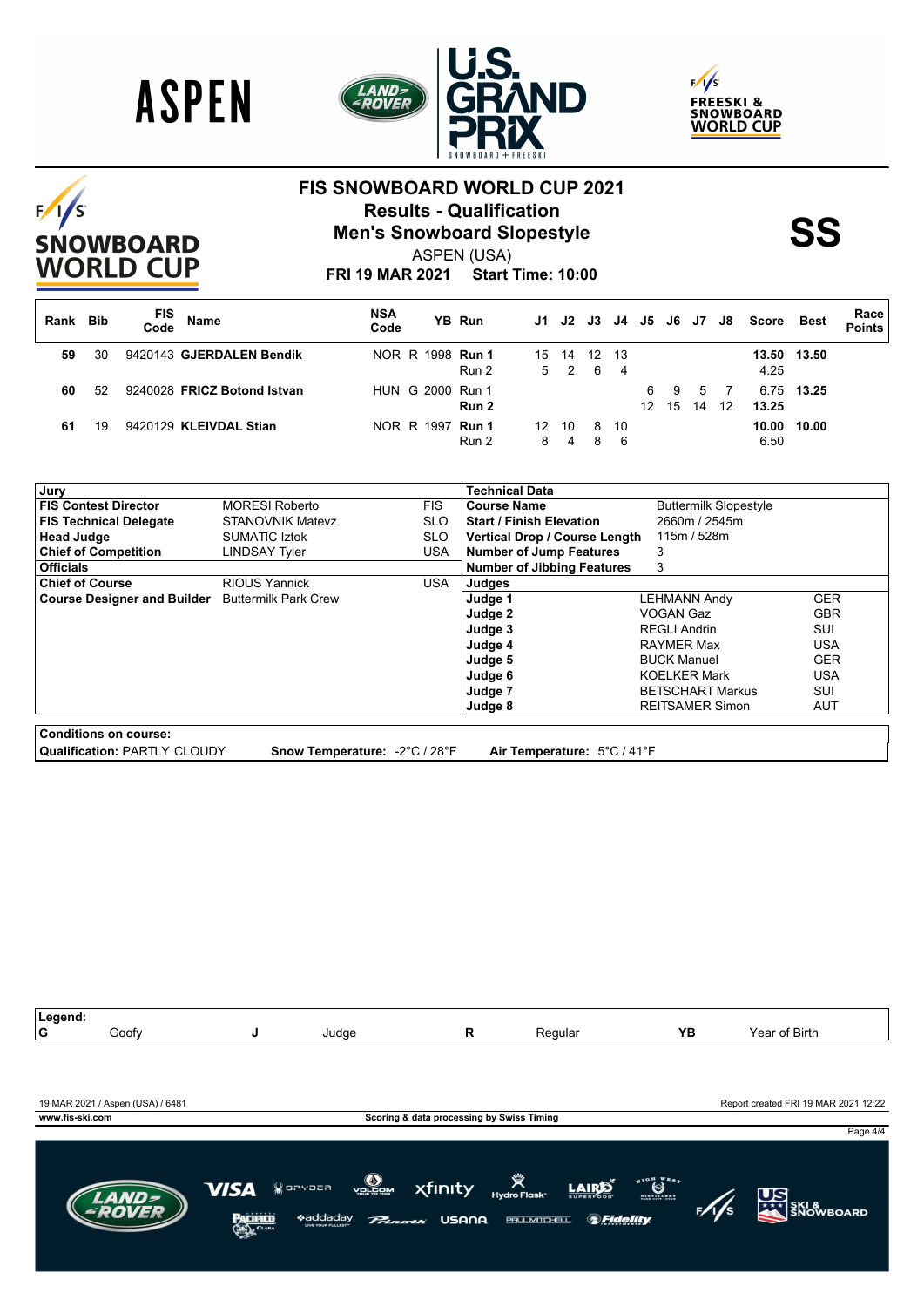# FIS SNOWBOARD WORLD CUP 2021

## Results - Qualification

## Men's Snowboard Slopestyle

**SS**

ASPEN (USA)

**FRI 19 MAR 2021 Start Time: 10:00**

| Rank | Bib | FIS Code | Name | NSA Code | | YB | Run | J1 | J2 | J3 | J4 | J5 | J6 | J7 | J8 | Score | Best | Race Points |
|---|---|---|---|---|---|---|---|---|---|---|---|---|---|---|---|---|---|---|
| 59 | 30 | 9420143 | **GJERDALEN Bendik** | NOR | R | 1998 | **Run 1** | 15 | 14 | 12 | 13 | | | | | **13.50** | **13.50** | |
| | | | | | | | Run 2 | 5 | 2 | 6 | 4 | | | | | 4.25 | | |
| 60 | 52 | 9240028 | **FRICZ Botond Istvan** | HUN | G | 2000 | Run 1 | | | | | 6 | 9 | 5 | 7 | 6.75 | **13.25** | |
| | | | | | | | **Run 2** | | | | | 12 | 15 | 14 | 12 | **13.25** | | |
| 61 | 19 | 9420129 | **KLEIVDAL Stian** | NOR | R | 1997 | **Run 1** | 12 | 10 | 8 | 10 | | | | | **10.00** | **10.00** | |
| | | | | | | | Run 2 | 8 | 4 | 8 | 6 | | | | | 6.50 | | |

| Jury | | |
|---|---|---|
| **FIS Contest Director** | MORESI Roberto | FIS |
| **FIS Technical Delegate** | STANOVNIK Matevz | SLO |
| **Head Judge** | SUMATIC Iztok | SLO |
| **Chief of Competition** | LINDSAY Tyler | USA |
| **Officials** | | |
| **Chief of Course** | RIOUS Yannick | USA |
| **Course Designer and Builder** | Buttermilk Park Crew | |

| Technical Data | | |
|---|---|---|
| **Course Name** | Buttermilk Slopestyle | |
| **Start / Finish Elevation** | 2660m / 2545m | |
| **Vertical Drop / Course Length** | 115m / 528m | |
| **Number of Jump Features** | 3 | |
| **Number of Jibbing Features** | 3 | |
| **Judges** | | |
| **Judge 1** | LEHMANN Andy | GER |
| **Judge 2** | VOGAN Gaz | GBR |
| **Judge 3** | REGLI Andrin | SUI |
| **Judge 4** | RAYMER Max | USA |
| **Judge 5** | BUCK Manuel | GER |
| **Judge 6** | KOELKER Mark | USA |
| **Judge 7** | BETSCHART Markus | SUI |
| **Judge 8** | REITSAMER Simon | AUT |

**Conditions on course:**

**Qualification:** PARTLY CLOUDY **Snow Temperature:** -2°C / 28°F **Air Temperature:** 5°C / 41°F

| Legend: | | | | | | | |
|---|---|---|---|---|---|---|---|
| **G** | Goofy | **J** | Judge | **R** | Regular | **YB** | Year of Birth |

19 MAR 2021 / Aspen (USA) / 6481 — Report created FRI 19 MAR 2021 12:22

www.fis-ski.com — Scoring & data processing by Swiss Timing